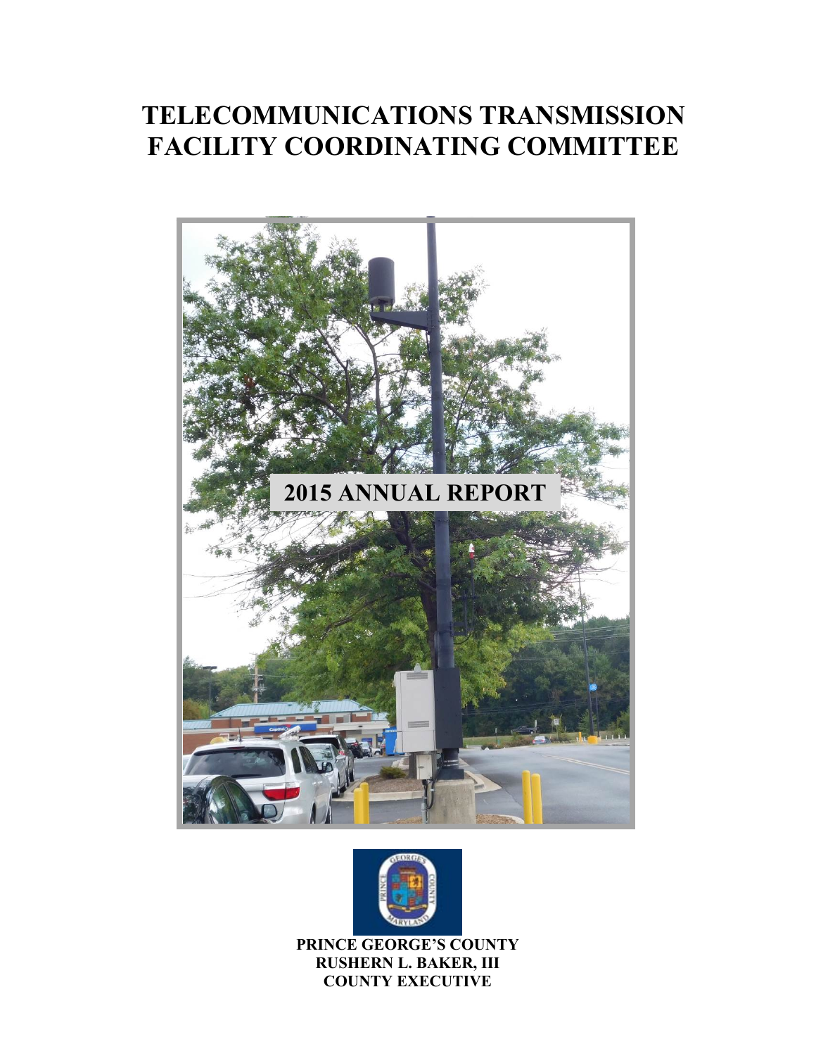# TELECOMMUNICATIONS TRANSMISSION FACILITY COORDINATING COMMITTEE

## 2015 ANNUAL REPORT

**PRINCE GEORGE'S COUNTY**
**RUSHERN L. BAKER, III**
**COUNTY EXECUTIVE**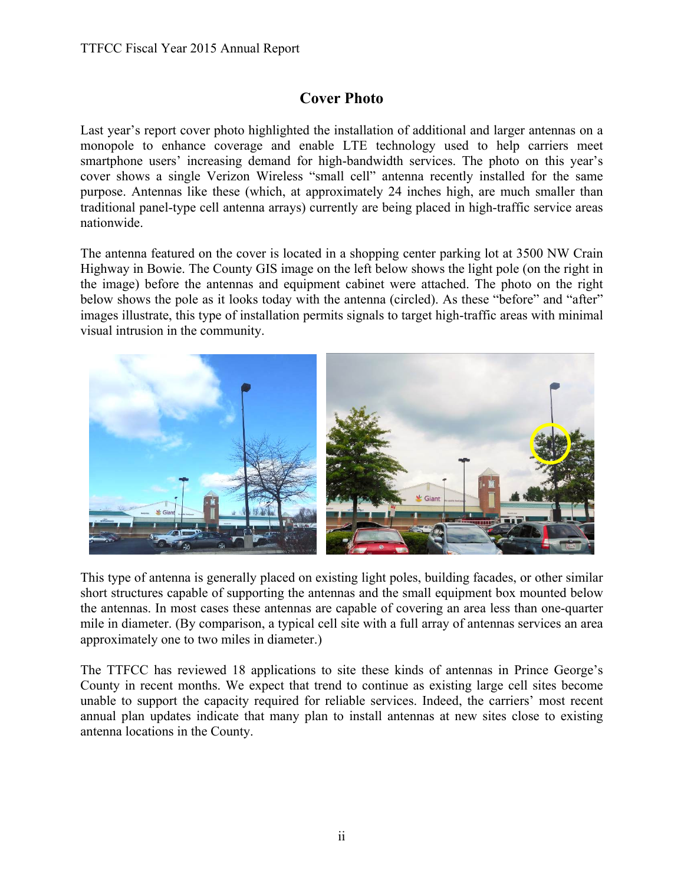## Cover Photo

Last year's report cover photo highlighted the installation of additional and larger antennas on a monopole to enhance coverage and enable LTE technology used to help carriers meet smartphone users' increasing demand for high-bandwidth services. The photo on this year's cover shows a single Verizon Wireless "small cell" antenna recently installed for the same purpose. Antennas like these (which, at approximately 24 inches high, are much smaller than traditional panel-type cell antenna arrays) currently are being placed in high-traffic service areas nationwide.

The antenna featured on the cover is located in a shopping center parking lot at 3500 NW Crain Highway in Bowie. The County GIS image on the left below shows the light pole (on the right in the image) before the antennas and equipment cabinet were attached. The photo on the right below shows the pole as it looks today with the antenna (circled). As these "before" and "after" images illustrate, this type of installation permits signals to target high-traffic areas with minimal visual intrusion in the community.

This type of antenna is generally placed on existing light poles, building facades, or other similar short structures capable of supporting the antennas and the small equipment box mounted below the antennas. In most cases these antennas are capable of covering an area less than one-quarter mile in diameter. (By comparison, a typical cell site with a full array of antennas services an area approximately one to two miles in diameter.)

The TTFCC has reviewed 18 applications to site these kinds of antennas in Prince George's County in recent months. We expect that trend to continue as existing large cell sites become unable to support the capacity required for reliable services. Indeed, the carriers' most recent annual plan updates indicate that many plan to install antennas at new sites close to existing antenna locations in the County.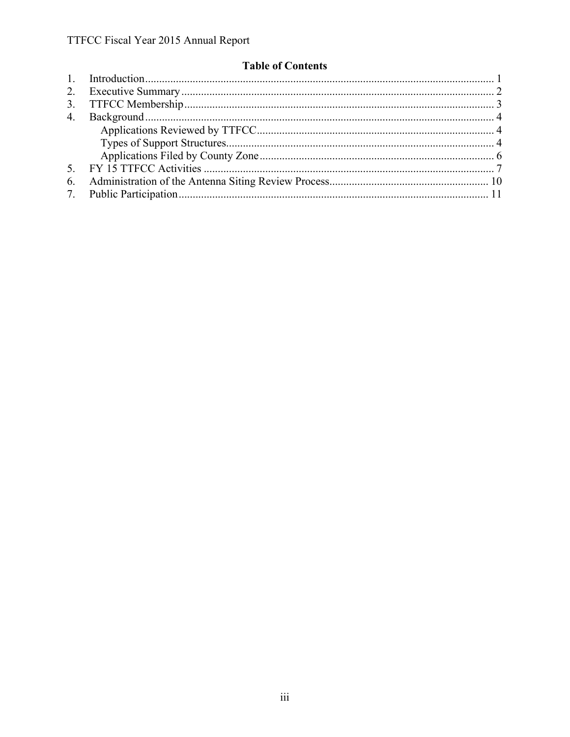## Table of Contents

1. Introduction ........ 1
2. Executive Summary ........ 2
3. TTFCC Membership ........ 3
4. Background ........ 4
   - Applications Reviewed by TTFCC ........ 4
   - Types of Support Structures ........ 4
   - Applications Filed by County Zone ........ 6
5. FY 15 TTFCC Activities ........ 7
6. Administration of the Antenna Siting Review Process ........ 10
7. Public Participation ........ 11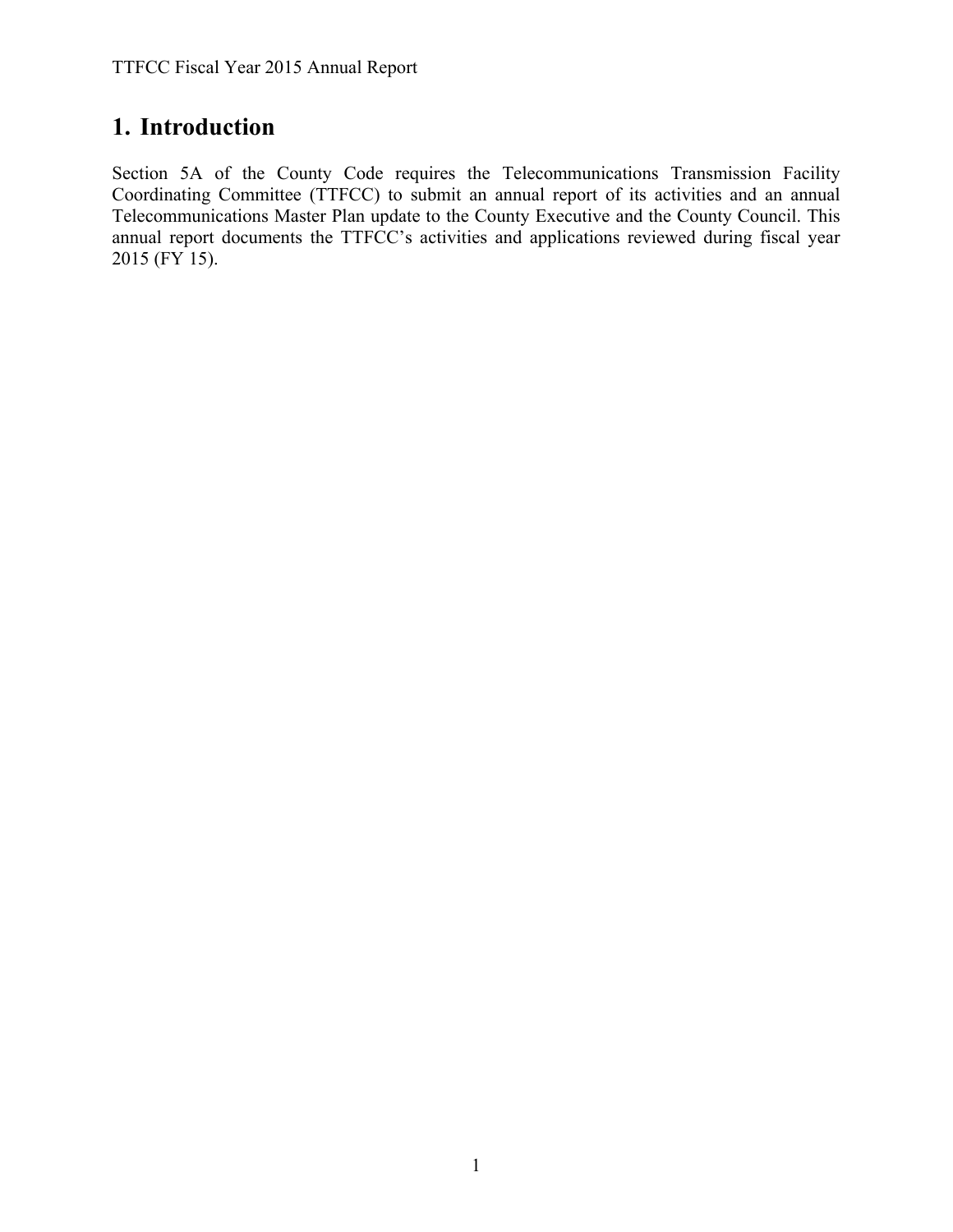# 1. Introduction

Section 5A of the County Code requires the Telecommunications Transmission Facility Coordinating Committee (TTFCC) to submit an annual report of its activities and an annual Telecommunications Master Plan update to the County Executive and the County Council. This annual report documents the TTFCC's activities and applications reviewed during fiscal year 2015 (FY 15).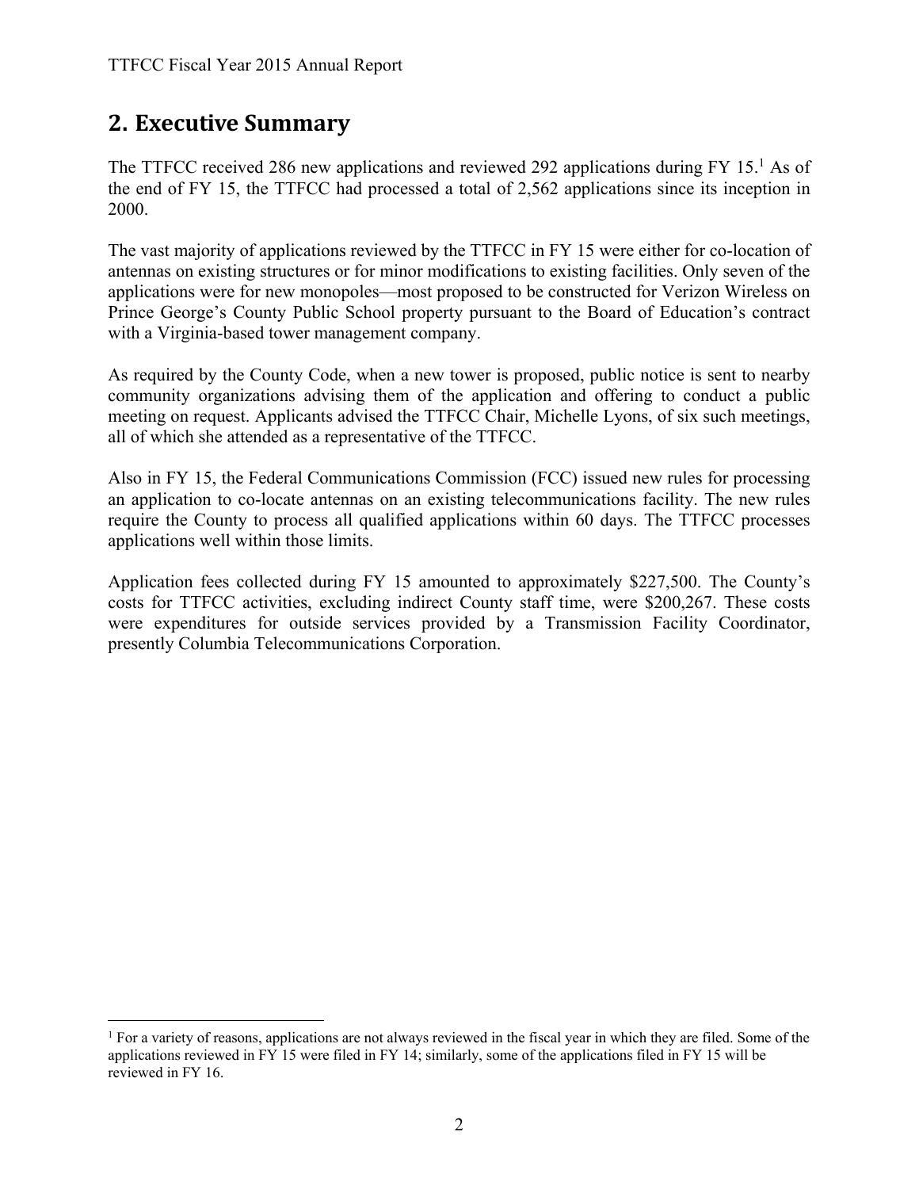## 2. Executive Summary

The TTFCC received 286 new applications and reviewed 292 applications during FY 15.[1] As of the end of FY 15, the TTFCC had processed a total of 2,562 applications since its inception in 2000.

The vast majority of applications reviewed by the TTFCC in FY 15 were either for co-location of antennas on existing structures or for minor modifications to existing facilities. Only seven of the applications were for new monopoles—most proposed to be constructed for Verizon Wireless on Prince George's County Public School property pursuant to the Board of Education's contract with a Virginia-based tower management company.

As required by the County Code, when a new tower is proposed, public notice is sent to nearby community organizations advising them of the application and offering to conduct a public meeting on request. Applicants advised the TTFCC Chair, Michelle Lyons, of six such meetings, all of which she attended as a representative of the TTFCC.

Also in FY 15, the Federal Communications Commission (FCC) issued new rules for processing an application to co-locate antennas on an existing telecommunications facility. The new rules require the County to process all qualified applications within 60 days. The TTFCC processes applications well within those limits.

Application fees collected during FY 15 amounted to approximately $227,500. The County's costs for TTFCC activities, excluding indirect County staff time, were $200,267. These costs were expenditures for outside services provided by a Transmission Facility Coordinator, presently Columbia Telecommunications Corporation.

[1] For a variety of reasons, applications are not always reviewed in the fiscal year in which they are filed. Some of the applications reviewed in FY 15 were filed in FY 14; similarly, some of the applications filed in FY 15 will be reviewed in FY 16.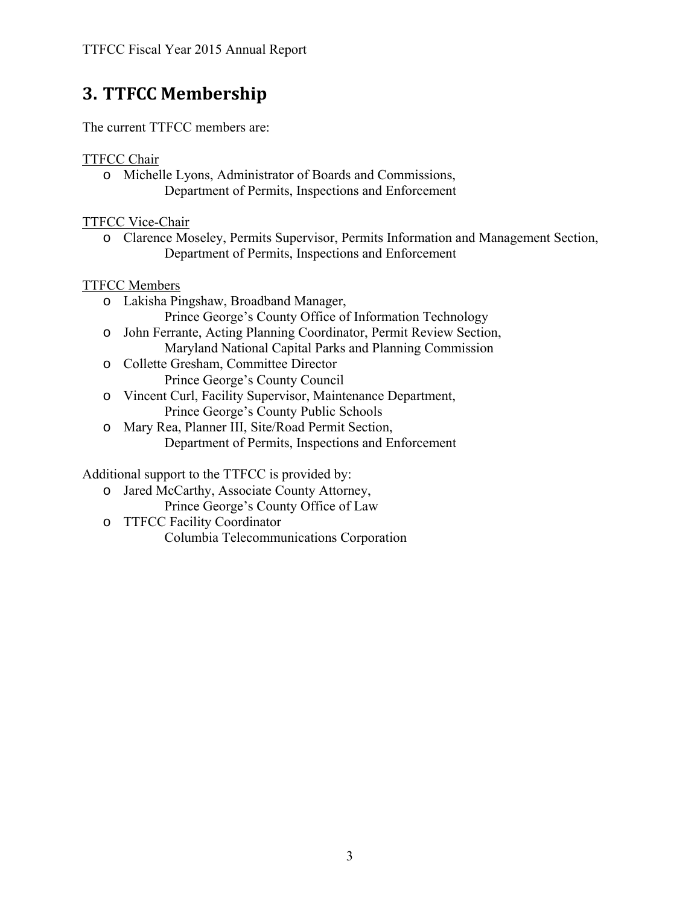# 3. TTFCC Membership

The current TTFCC members are:

TTFCC Chair

- Michelle Lyons, Administrator of Boards and Commissions,
  Department of Permits, Inspections and Enforcement

TTFCC Vice-Chair

- Clarence Moseley, Permits Supervisor, Permits Information and Management Section,
  Department of Permits, Inspections and Enforcement

TTFCC Members

- Lakisha Pingshaw, Broadband Manager,
  Prince George's County Office of Information Technology
- John Ferrante, Acting Planning Coordinator, Permit Review Section,
  Maryland National Capital Parks and Planning Commission
- Collette Gresham, Committee Director
  Prince George's County Council
- Vincent Curl, Facility Supervisor, Maintenance Department,
  Prince George's County Public Schools
- Mary Rea, Planner III, Site/Road Permit Section,
  Department of Permits, Inspections and Enforcement

Additional support to the TTFCC is provided by:

- Jared McCarthy, Associate County Attorney,
  Prince George's County Office of Law
- TTFCC Facility Coordinator
  Columbia Telecommunications Corporation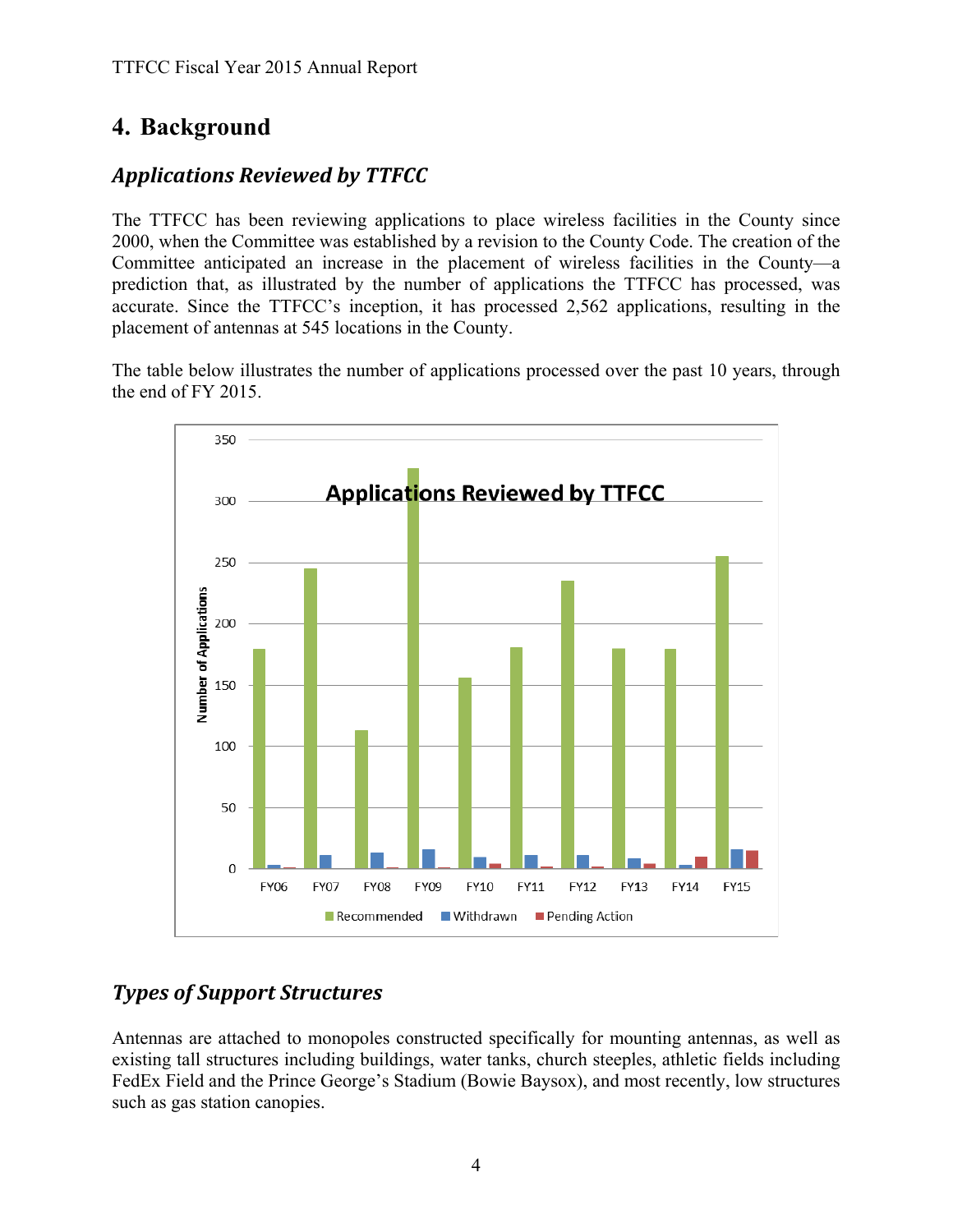# 4. Background

## *Applications Reviewed by TTFCC*

The TTFCC has been reviewing applications to place wireless facilities in the County since 2000, when the Committee was established by a revision to the County Code. The creation of the Committee anticipated an increase in the placement of wireless facilities in the County—a prediction that, as illustrated by the number of applications the TTFCC has processed, was accurate. Since the TTFCC's inception, it has processed 2,562 applications, resulting in the placement of antennas at 545 locations in the County.

The table below illustrates the number of applications processed over the past 10 years, through the end of FY 2015.

## *Types of Support Structures*

Antennas are attached to monopoles constructed specifically for mounting antennas, as well as existing tall structures including buildings, water tanks, church steeples, athletic fields including FedEx Field and the Prince George's Stadium (Bowie Baysox), and most recently, low structures such as gas station canopies.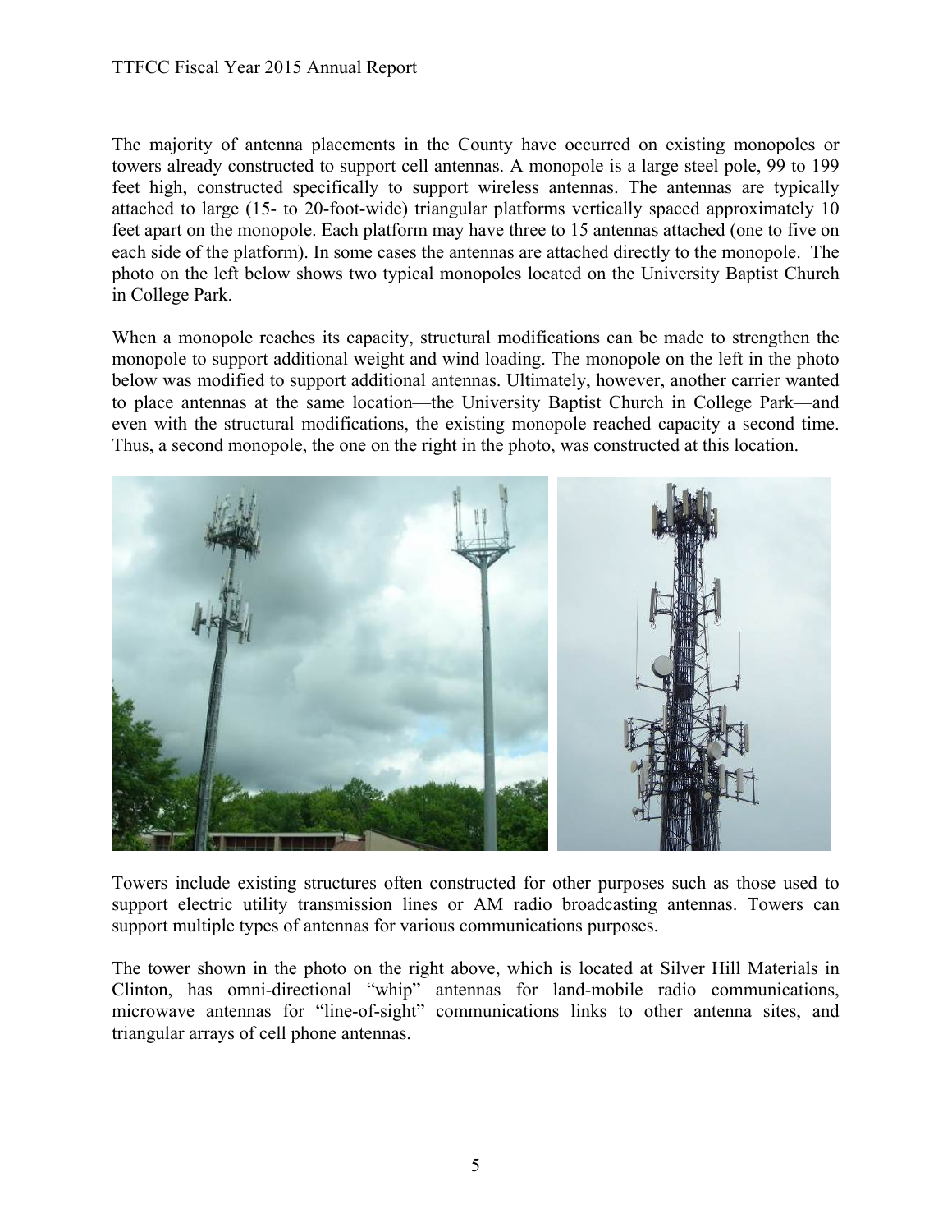The majority of antenna placements in the County have occurred on existing monopoles or towers already constructed to support cell antennas. A monopole is a large steel pole, 99 to 199 feet high, constructed specifically to support wireless antennas. The antennas are typically attached to large (15- to 20-foot-wide) triangular platforms vertically spaced approximately 10 feet apart on the monopole. Each platform may have three to 15 antennas attached (one to five on each side of the platform). In some cases the antennas are attached directly to the monopole. The photo on the left below shows two typical monopoles located on the University Baptist Church in College Park.

When a monopole reaches its capacity, structural modifications can be made to strengthen the monopole to support additional weight and wind loading. The monopole on the left in the photo below was modified to support additional antennas. Ultimately, however, another carrier wanted to place antennas at the same location—the University Baptist Church in College Park—and even with the structural modifications, the existing monopole reached capacity a second time. Thus, a second monopole, the one on the right in the photo, was constructed at this location.

Towers include existing structures often constructed for other purposes such as those used to support electric utility transmission lines or AM radio broadcasting antennas. Towers can support multiple types of antennas for various communications purposes.

The tower shown in the photo on the right above, which is located at Silver Hill Materials in Clinton, has omni-directional "whip" antennas for land-mobile radio communications, microwave antennas for "line-of-sight" communications links to other antenna sites, and triangular arrays of cell phone antennas.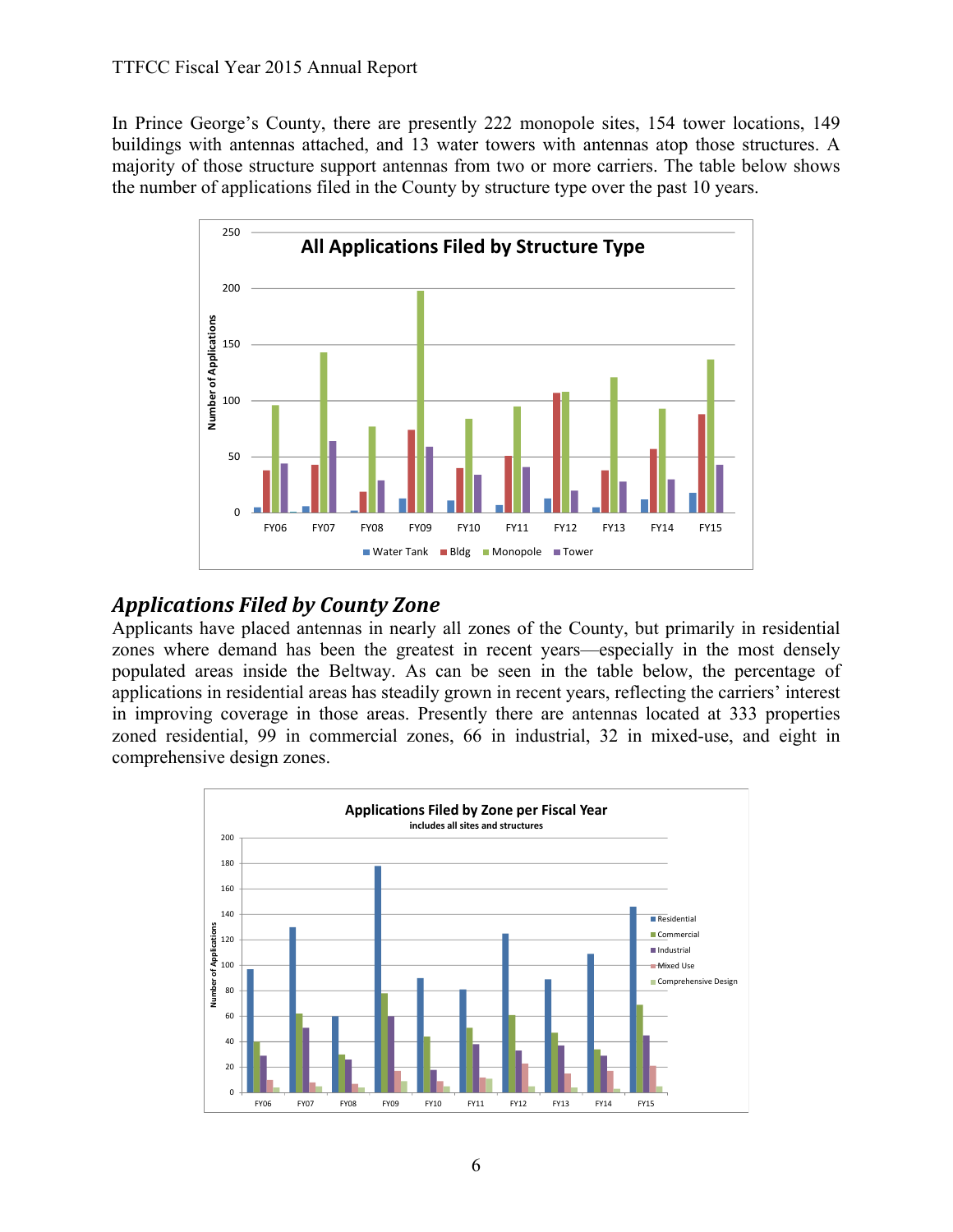In Prince George's County, there are presently 222 monopole sites, 154 tower locations, 149 buildings with antennas attached, and 13 water towers with antennas atop those structures. A majority of those structure support antennas from two or more carriers. The table below shows the number of applications filed in the County by structure type over the past 10 years.

## *Applications Filed by County Zone*

Applicants have placed antennas in nearly all zones of the County, but primarily in residential zones where demand has been the greatest in recent years—especially in the most densely populated areas inside the Beltway. As can be seen in the table below, the percentage of applications in residential areas has steadily grown in recent years, reflecting the carriers' interest in improving coverage in those areas. Presently there are antennas located at 333 properties zoned residential, 99 in commercial zones, 66 in industrial, 32 in mixed-use, and eight in comprehensive design zones.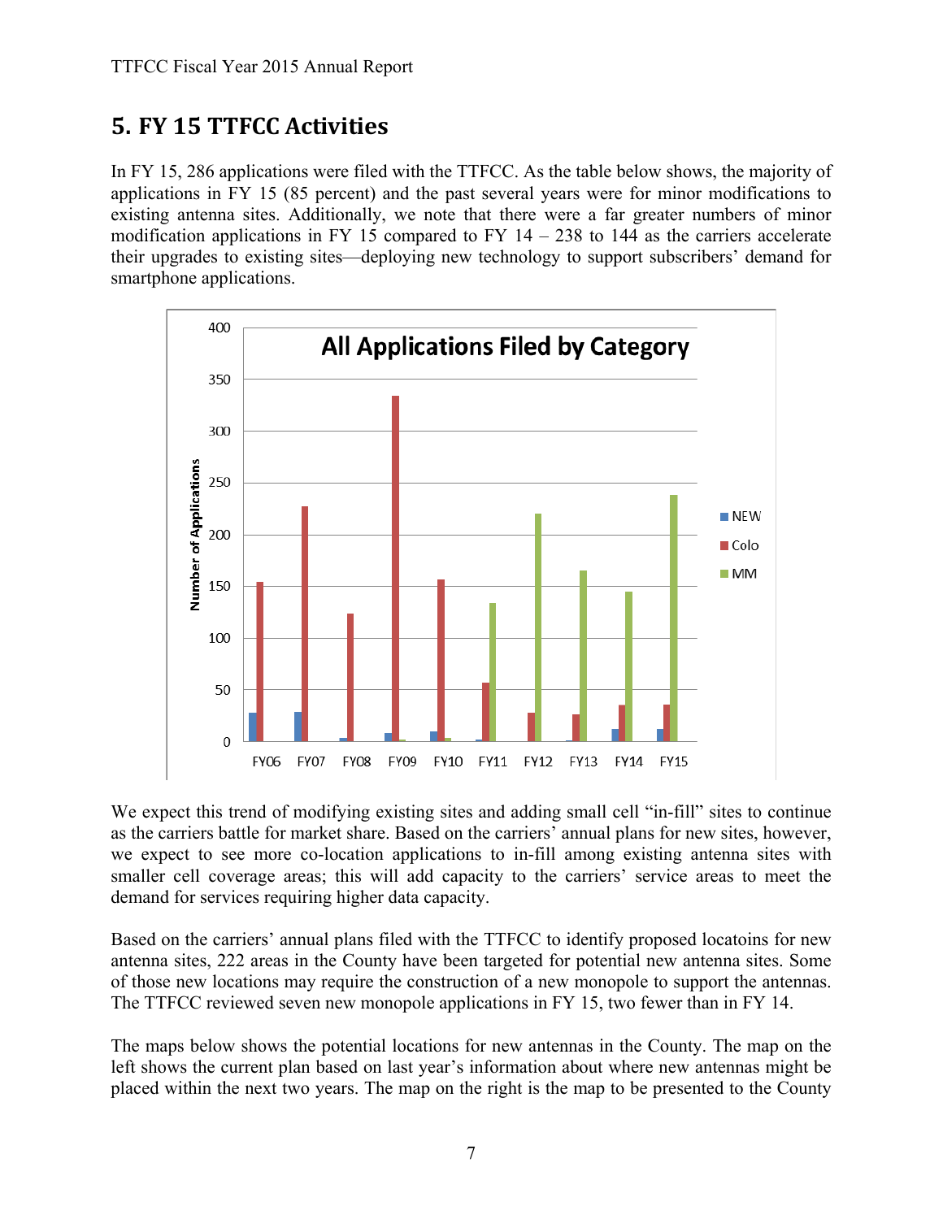## 5. FY 15 TTFCC Activities

In FY 15, 286 applications were filed with the TTFCC. As the table below shows, the majority of applications in FY 15 (85 percent) and the past several years were for minor modifications to existing antenna sites. Additionally, we note that there were a far greater numbers of minor modification applications in FY 15 compared to FY 14 – 238 to 144 as the carriers accelerate their upgrades to existing sites—deploying new technology to support subscribers' demand for smartphone applications.

We expect this trend of modifying existing sites and adding small cell "in-fill" sites to continue as the carriers battle for market share. Based on the carriers' annual plans for new sites, however, we expect to see more co-location applications to in-fill among existing antenna sites with smaller cell coverage areas; this will add capacity to the carriers' service areas to meet the demand for services requiring higher data capacity.

Based on the carriers' annual plans filed with the TTFCC to identify proposed locatoins for new antenna sites, 222 areas in the County have been targeted for potential new antenna sites. Some of those new locations may require the construction of a new monopole to support the antennas. The TTFCC reviewed seven new monopole applications in FY 15, two fewer than in FY 14.

The maps below shows the potential locations for new antennas in the County. The map on the left shows the current plan based on last year's information about where new antennas might be placed within the next two years. The map on the right is the map to be presented to the County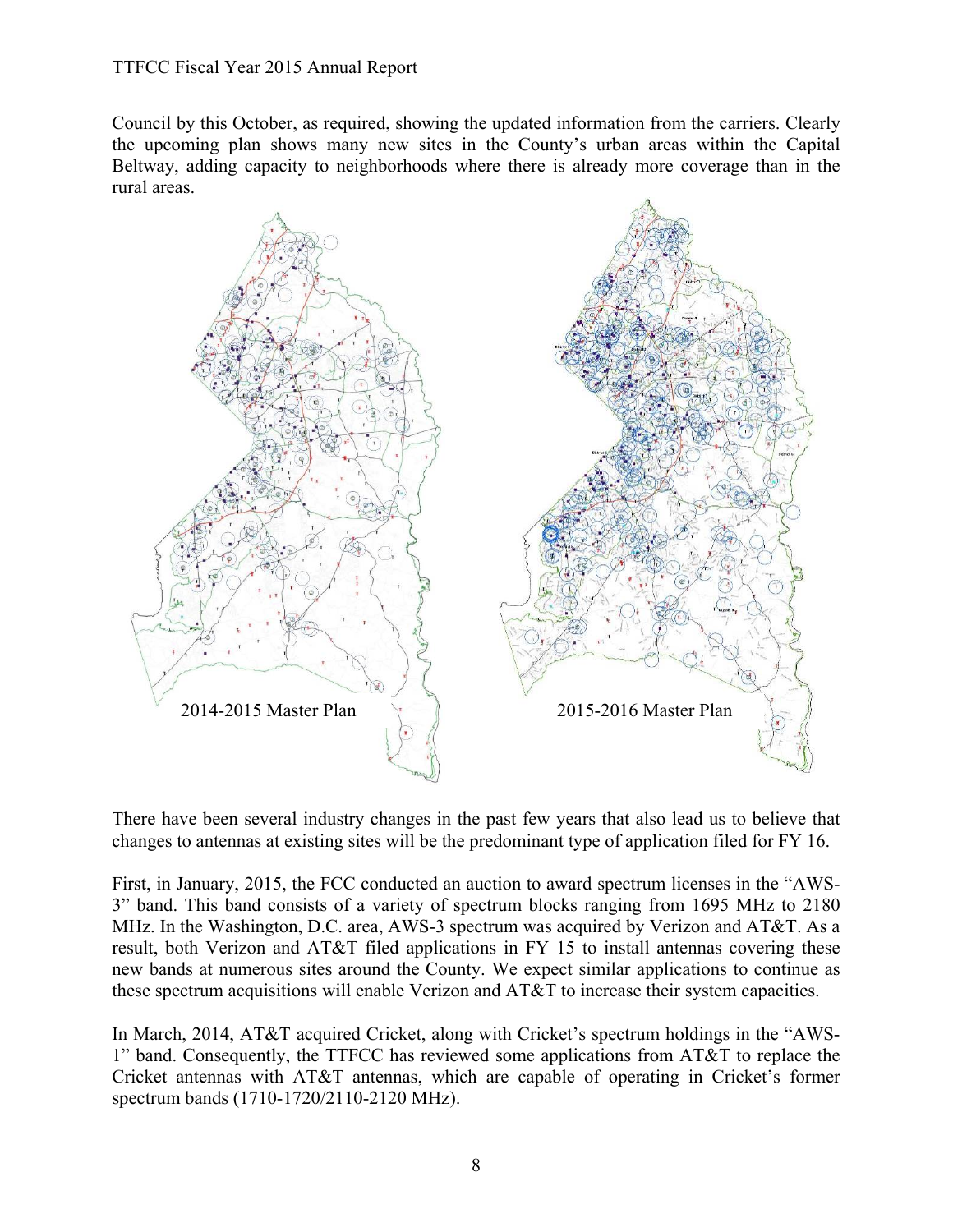Council by this October, as required, showing the updated information from the carriers. Clearly the upcoming plan shows many new sites in the County's urban areas within the Capital Beltway, adding capacity to neighborhoods where there is already more coverage than in the rural areas.

2014-2015 Master Plan

2015-2016 Master Plan

There have been several industry changes in the past few years that also lead us to believe that changes to antennas at existing sites will be the predominant type of application filed for FY 16.

First, in January, 2015, the FCC conducted an auction to award spectrum licenses in the "AWS-3" band. This band consists of a variety of spectrum blocks ranging from 1695 MHz to 2180 MHz. In the Washington, D.C. area, AWS-3 spectrum was acquired by Verizon and AT&T. As a result, both Verizon and AT&T filed applications in FY 15 to install antennas covering these new bands at numerous sites around the County. We expect similar applications to continue as these spectrum acquisitions will enable Verizon and AT&T to increase their system capacities.

In March, 2014, AT&T acquired Cricket, along with Cricket's spectrum holdings in the "AWS-1" band. Consequently, the TTFCC has reviewed some applications from AT&T to replace the Cricket antennas with AT&T antennas, which are capable of operating in Cricket's former spectrum bands (1710-1720/2110-2120 MHz).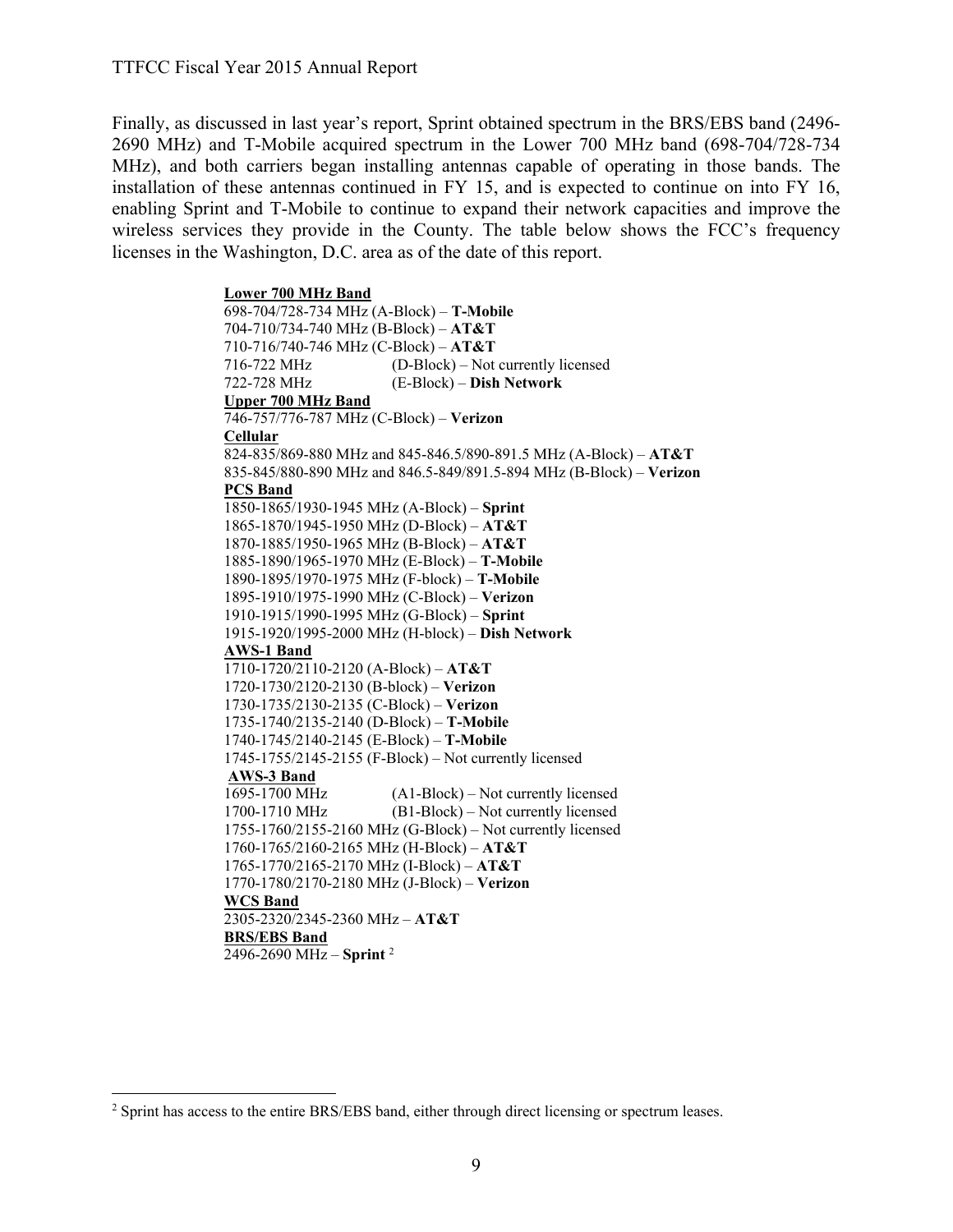Finally, as discussed in last year's report, Sprint obtained spectrum in the BRS/EBS band (2496-2690 MHz) and T-Mobile acquired spectrum in the Lower 700 MHz band (698-704/728-734 MHz), and both carriers began installing antennas capable of operating in those bands. The installation of these antennas continued in FY 15, and is expected to continue on into FY 16, enabling Sprint and T-Mobile to continue to expand their network capacities and improve the wireless services they provide in the County. The table below shows the FCC's frequency licenses in the Washington, D.C. area as of the date of this report.

**Lower 700 MHz Band**

698-704/728-734 MHz (A-Block) – **T-Mobile**
704-710/734-740 MHz (B-Block) – **AT&T**
710-716/740-746 MHz (C-Block) – **AT&T**
716-722 MHz (D-Block) – Not currently licensed
722-728 MHz (E-Block) – **Dish Network**

**Upper 700 MHz Band**

746-757/776-787 MHz (C-Block) – **Verizon**

**Cellular**

824-835/869-880 MHz and 845-846.5/890-891.5 MHz (A-Block) – **AT&T**
835-845/880-890 MHz and 846.5-849/891.5-894 MHz (B-Block) – **Verizon**

**PCS Band**

1850-1865/1930-1945 MHz (A-Block) – **Sprint**
1865-1870/1945-1950 MHz (D-Block) – **AT&T**
1870-1885/1950-1965 MHz (B-Block) – **AT&T**
1885-1890/1965-1970 MHz (E-Block) – **T-Mobile**
1890-1895/1970-1975 MHz (F-block) – **T-Mobile**
1895-1910/1975-1990 MHz (C-Block) – **Verizon**
1910-1915/1990-1995 MHz (G-Block) – **Sprint**
1915-1920/1995-2000 MHz (H-block) – **Dish Network**

**AWS-1 Band**

1710-1720/2110-2120 (A-Block) – **AT&T**
1720-1730/2120-2130 (B-block) – **Verizon**
1730-1735/2130-2135 (C-Block) – **Verizon**
1735-1740/2135-2140 (D-Block) – **T-Mobile**
1740-1745/2140-2145 (E-Block) – **T-Mobile**
1745-1755/2145-2155 (F-Block) – Not currently licensed

**AWS-3 Band**

1695-1700 MHz (A1-Block) – Not currently licensed
1700-1710 MHz (B1-Block) – Not currently licensed
1755-1760/2155-2160 MHz (G-Block) – Not currently licensed
1760-1765/2160-2165 MHz (H-Block) – **AT&T**
1765-1770/2165-2170 MHz (I-Block) – **AT&T**
1770-1780/2170-2180 MHz (J-Block) – **Verizon**

**WCS Band**

2305-2320/2345-2360 MHz – **AT&T**

**BRS/EBS Band**

2496-2690 MHz – **Sprint** [2]

[2] Sprint has access to the entire BRS/EBS band, either through direct licensing or spectrum leases.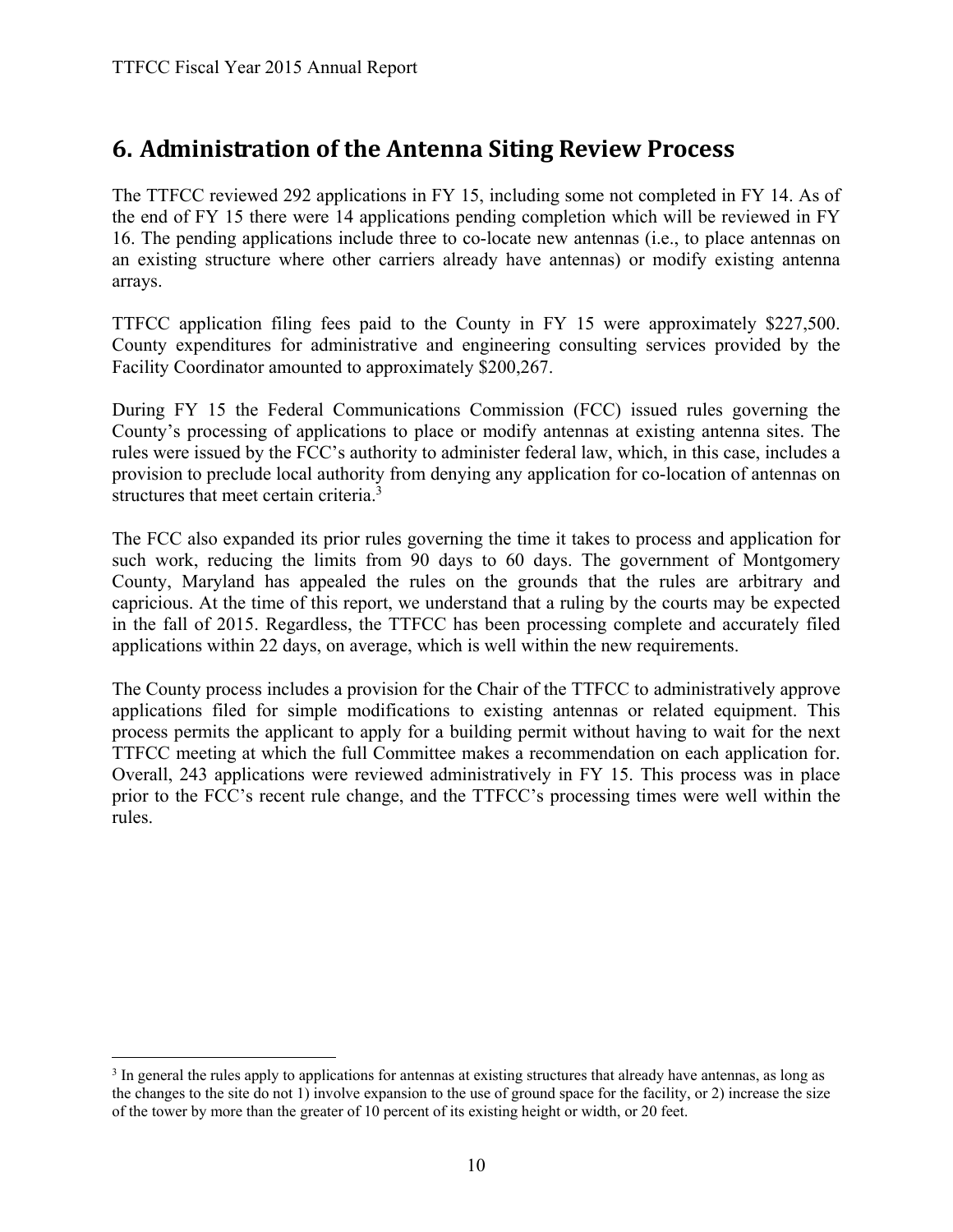## 6. Administration of the Antenna Siting Review Process

The TTFCC reviewed 292 applications in FY 15, including some not completed in FY 14. As of the end of FY 15 there were 14 applications pending completion which will be reviewed in FY 16. The pending applications include three to co-locate new antennas (i.e., to place antennas on an existing structure where other carriers already have antennas) or modify existing antenna arrays.

TTFCC application filing fees paid to the County in FY 15 were approximately $227,500. County expenditures for administrative and engineering consulting services provided by the Facility Coordinator amounted to approximately $200,267.

During FY 15 the Federal Communications Commission (FCC) issued rules governing the County's processing of applications to place or modify antennas at existing antenna sites. The rules were issued by the FCC's authority to administer federal law, which, in this case, includes a provision to preclude local authority from denying any application for co-location of antennas on structures that meet certain criteria.[3]

The FCC also expanded its prior rules governing the time it takes to process and application for such work, reducing the limits from 90 days to 60 days. The government of Montgomery County, Maryland has appealed the rules on the grounds that the rules are arbitrary and capricious. At the time of this report, we understand that a ruling by the courts may be expected in the fall of 2015. Regardless, the TTFCC has been processing complete and accurately filed applications within 22 days, on average, which is well within the new requirements.

The County process includes a provision for the Chair of the TTFCC to administratively approve applications filed for simple modifications to existing antennas or related equipment. This process permits the applicant to apply for a building permit without having to wait for the next TTFCC meeting at which the full Committee makes a recommendation on each application for. Overall, 243 applications were reviewed administratively in FY 15. This process was in place prior to the FCC's recent rule change, and the TTFCC's processing times were well within the rules.

---

[3] In general the rules apply to applications for antennas at existing structures that already have antennas, as long as the changes to the site do not 1) involve expansion to the use of ground space for the facility, or 2) increase the size of the tower by more than the greater of 10 percent of its existing height or width, or 20 feet.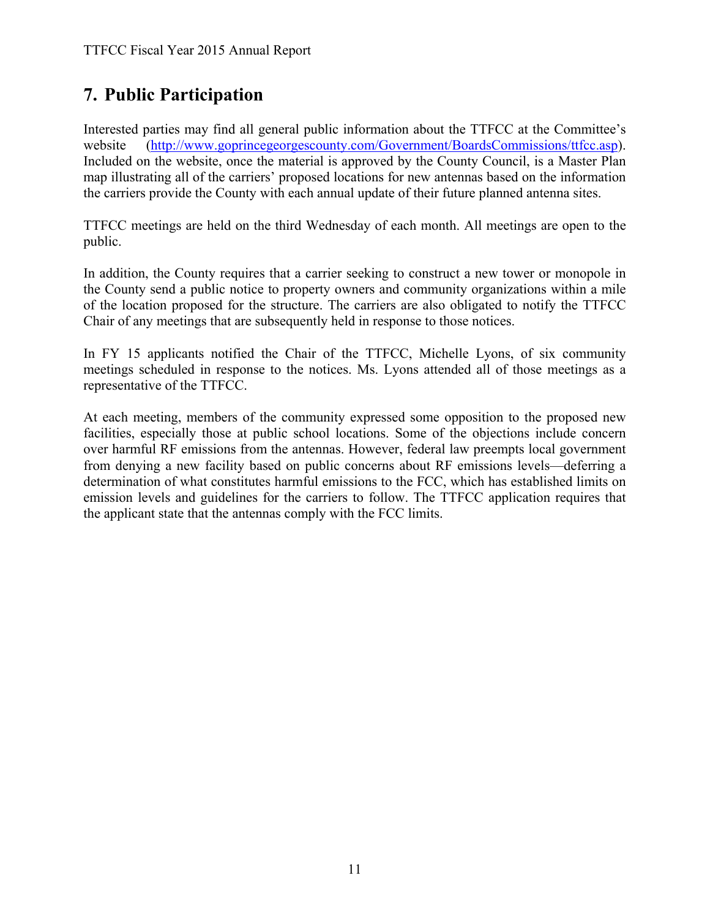## 7. Public Participation

Interested parties may find all general public information about the TTFCC at the Committee's website (http://www.goprincegeorgescounty.com/Government/BoardsCommissions/ttfcc.asp). Included on the website, once the material is approved by the County Council, is a Master Plan map illustrating all of the carriers' proposed locations for new antennas based on the information the carriers provide the County with each annual update of their future planned antenna sites.

TTFCC meetings are held on the third Wednesday of each month. All meetings are open to the public.

In addition, the County requires that a carrier seeking to construct a new tower or monopole in the County send a public notice to property owners and community organizations within a mile of the location proposed for the structure. The carriers are also obligated to notify the TTFCC Chair of any meetings that are subsequently held in response to those notices.

In FY 15 applicants notified the Chair of the TTFCC, Michelle Lyons, of six community meetings scheduled in response to the notices. Ms. Lyons attended all of those meetings as a representative of the TTFCC.

At each meeting, members of the community expressed some opposition to the proposed new facilities, especially those at public school locations. Some of the objections include concern over harmful RF emissions from the antennas. However, federal law preempts local government from denying a new facility based on public concerns about RF emissions levels—deferring a determination of what constitutes harmful emissions to the FCC, which has established limits on emission levels and guidelines for the carriers to follow. The TTFCC application requires that the applicant state that the antennas comply with the FCC limits.